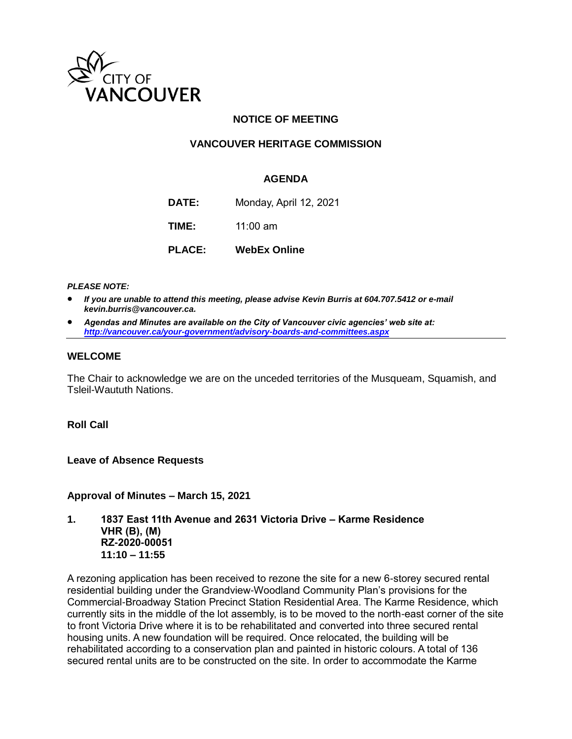CITY OF VANCOUVER

## NOTICE OF MEETING

## VANCOUVER HERITAGE COMMISSION

### AGENDA

**DATE:** Monday, April 12, 2021

**TIME:** 11:00 am

**PLACE:** **WebEx Online**

***PLEASE NOTE:***

- ***If you are unable to attend this meeting, please advise Kevin Burris at 604.707.5412 or e-mail kevin.burris@vancouver.ca.***
- ***Agendas and Minutes are available on the City of Vancouver civic agencies' web site at: http://vancouver.ca/your-government/advisory-boards-and-committees.aspx***

---

### WELCOME

The Chair to acknowledge we are on the unceded territories of the Musqueam, Squamish, and Tsleil-Waututh Nations.

**Roll Call**

**Leave of Absence Requests**

**Approval of Minutes – March 15, 2021**

**1. 1837 East 11th Avenue and 2631 Victoria Drive – Karme Residence**
**VHR (B), (M)**
**RZ-2020-00051**
**11:10 – 11:55**

A rezoning application has been received to rezone the site for a new 6-storey secured rental residential building under the Grandview-Woodland Community Plan's provisions for the Commercial-Broadway Station Precinct Station Residential Area. The Karme Residence, which currently sits in the middle of the lot assembly, is to be moved to the north-east corner of the site to front Victoria Drive where it is to be rehabilitated and converted into three secured rental housing units. A new foundation will be required. Once relocated, the building will be rehabilitated according to a conservation plan and painted in historic colours. A total of 136 secured rental units are to be constructed on the site. In order to accommodate the Karme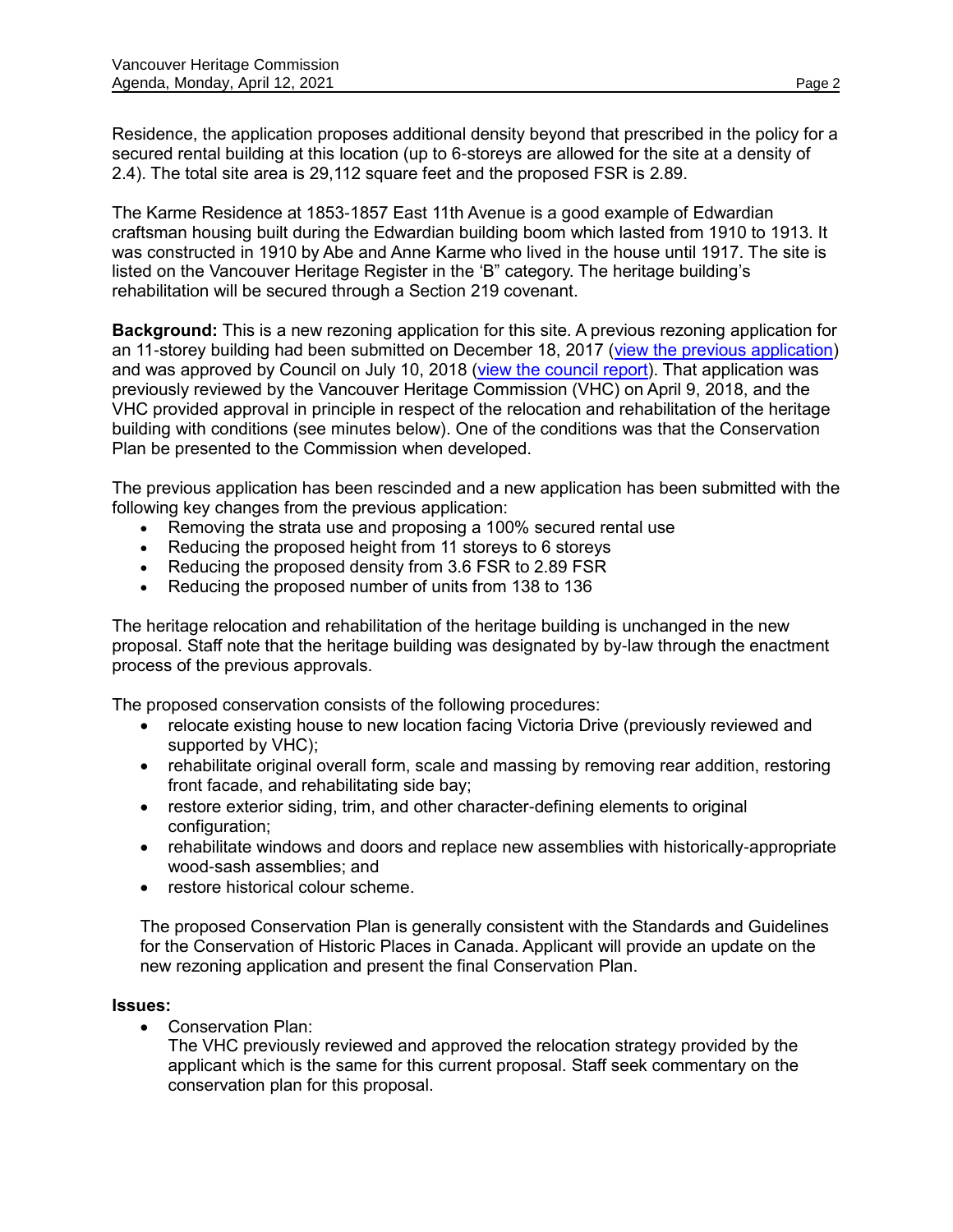Residence, the application proposes additional density beyond that prescribed in the policy for a secured rental building at this location (up to 6-storeys are allowed for the site at a density of 2.4). The total site area is 29,112 square feet and the proposed FSR is 2.89.

The Karme Residence at 1853-1857 East 11th Avenue is a good example of Edwardian craftsman housing built during the Edwardian building boom which lasted from 1910 to 1913. It was constructed in 1910 by Abe and Anne Karme who lived in the house until 1917. The site is listed on the Vancouver Heritage Register in the 'B" category. The heritage building's rehabilitation will be secured through a Section 219 covenant.

**Background:** This is a new rezoning application for this site. A previous rezoning application for an 11-storey building had been submitted on December 18, 2017 (view the previous application) and was approved by Council on July 10, 2018 (view the council report). That application was previously reviewed by the Vancouver Heritage Commission (VHC) on April 9, 2018, and the VHC provided approval in principle in respect of the relocation and rehabilitation of the heritage building with conditions (see minutes below). One of the conditions was that the Conservation Plan be presented to the Commission when developed.

The previous application has been rescinded and a new application has been submitted with the following key changes from the previous application:

- Removing the strata use and proposing a 100% secured rental use
- Reducing the proposed height from 11 storeys to 6 storeys
- Reducing the proposed density from 3.6 FSR to 2.89 FSR
- Reducing the proposed number of units from 138 to 136

The heritage relocation and rehabilitation of the heritage building is unchanged in the new proposal. Staff note that the heritage building was designated by by-law through the enactment process of the previous approvals.

The proposed conservation consists of the following procedures:

- relocate existing house to new location facing Victoria Drive (previously reviewed and supported by VHC);
- rehabilitate original overall form, scale and massing by removing rear addition, restoring front facade, and rehabilitating side bay;
- restore exterior siding, trim, and other character-defining elements to original configuration;
- rehabilitate windows and doors and replace new assemblies with historically-appropriate wood-sash assemblies; and
- restore historical colour scheme.

The proposed Conservation Plan is generally consistent with the Standards and Guidelines for the Conservation of Historic Places in Canada. Applicant will provide an update on the new rezoning application and present the final Conservation Plan.

**Issues:**

- Conservation Plan:
  The VHC previously reviewed and approved the relocation strategy provided by the applicant which is the same for this current proposal. Staff seek commentary on the conservation plan for this proposal.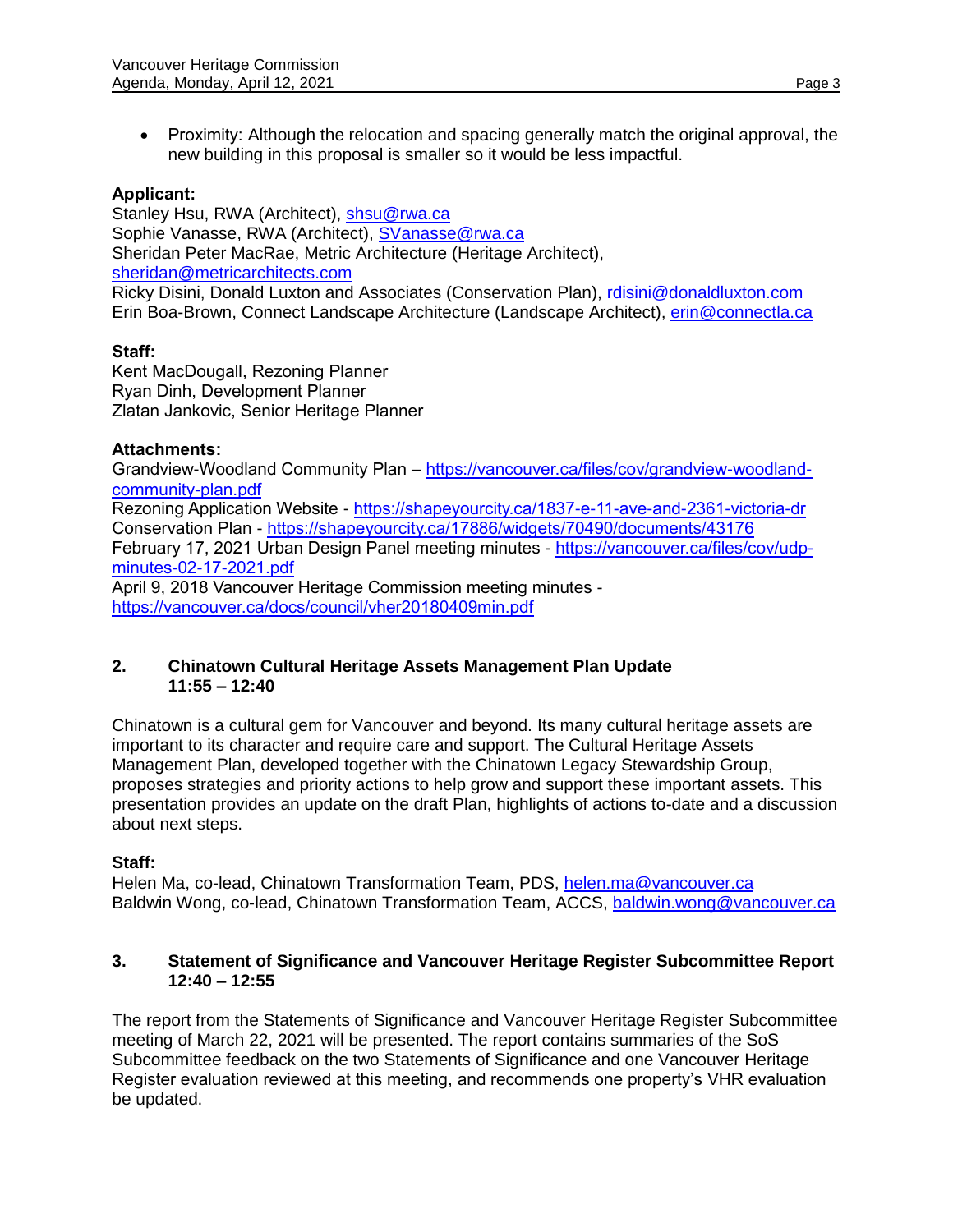- Proximity: Although the relocation and spacing generally match the original approval, the new building in this proposal is smaller so it would be less impactful.

**Applicant:**
Stanley Hsu, RWA (Architect), shsu@rwa.ca
Sophie Vanasse, RWA (Architect), SVanasse@rwa.ca
Sheridan Peter MacRae, Metric Architecture (Heritage Architect), sheridan@metricarchitects.com
Ricky Disini, Donald Luxton and Associates (Conservation Plan), rdisini@donaldluxton.com
Erin Boa-Brown, Connect Landscape Architecture (Landscape Architect), erin@connectla.ca

**Staff:**
Kent MacDougall, Rezoning Planner
Ryan Dinh, Development Planner
Zlatan Jankovic, Senior Heritage Planner

**Attachments:**
Grandview-Woodland Community Plan – https://vancouver.ca/files/cov/grandview-woodland-community-plan.pdf
Rezoning Application Website - https://shapeyourcity.ca/1837-e-11-ave-and-2361-victoria-dr
Conservation Plan - https://shapeyourcity.ca/17886/widgets/70490/documents/43176
February 17, 2021 Urban Design Panel meeting minutes - https://vancouver.ca/files/cov/udp-minutes-02-17-2021.pdf
April 9, 2018 Vancouver Heritage Commission meeting minutes - https://vancouver.ca/docs/council/vher20180409min.pdf

## 2. Chinatown Cultural Heritage Assets Management Plan Update
**11:55 – 12:40**

Chinatown is a cultural gem for Vancouver and beyond. Its many cultural heritage assets are important to its character and require care and support. The Cultural Heritage Assets Management Plan, developed together with the Chinatown Legacy Stewardship Group, proposes strategies and priority actions to help grow and support these important assets. This presentation provides an update on the draft Plan, highlights of actions to-date and a discussion about next steps.

**Staff:**
Helen Ma, co-lead, Chinatown Transformation Team, PDS, helen.ma@vancouver.ca
Baldwin Wong, co-lead, Chinatown Transformation Team, ACCS, baldwin.wong@vancouver.ca

## 3. Statement of Significance and Vancouver Heritage Register Subcommittee Report
**12:40 – 12:55**

The report from the Statements of Significance and Vancouver Heritage Register Subcommittee meeting of March 22, 2021 will be presented. The report contains summaries of the SoS Subcommittee feedback on the two Statements of Significance and one Vancouver Heritage Register evaluation reviewed at this meeting, and recommends one property's VHR evaluation be updated.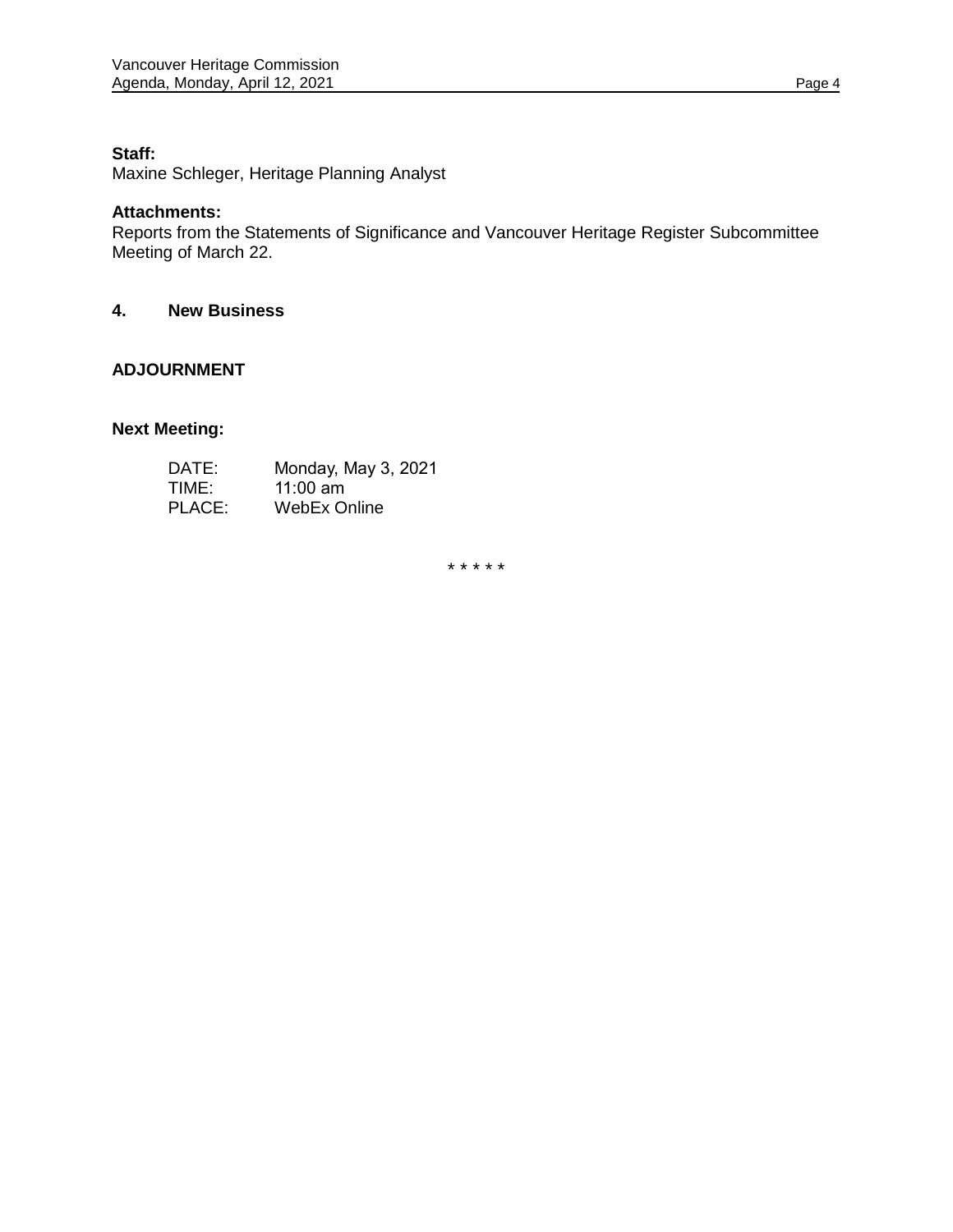**Staff:**
Maxine Schleger, Heritage Planning Analyst

**Attachments:**
Reports from the Statements of Significance and Vancouver Heritage Register Subcommittee Meeting of March 22.

## 4. New Business

## ADJOURNMENT

**Next Meeting:**

| | |
|---|---|
| DATE: | Monday, May 3, 2021 |
| TIME: | 11:00 am |
| PLACE: | WebEx Online |

* * * * *